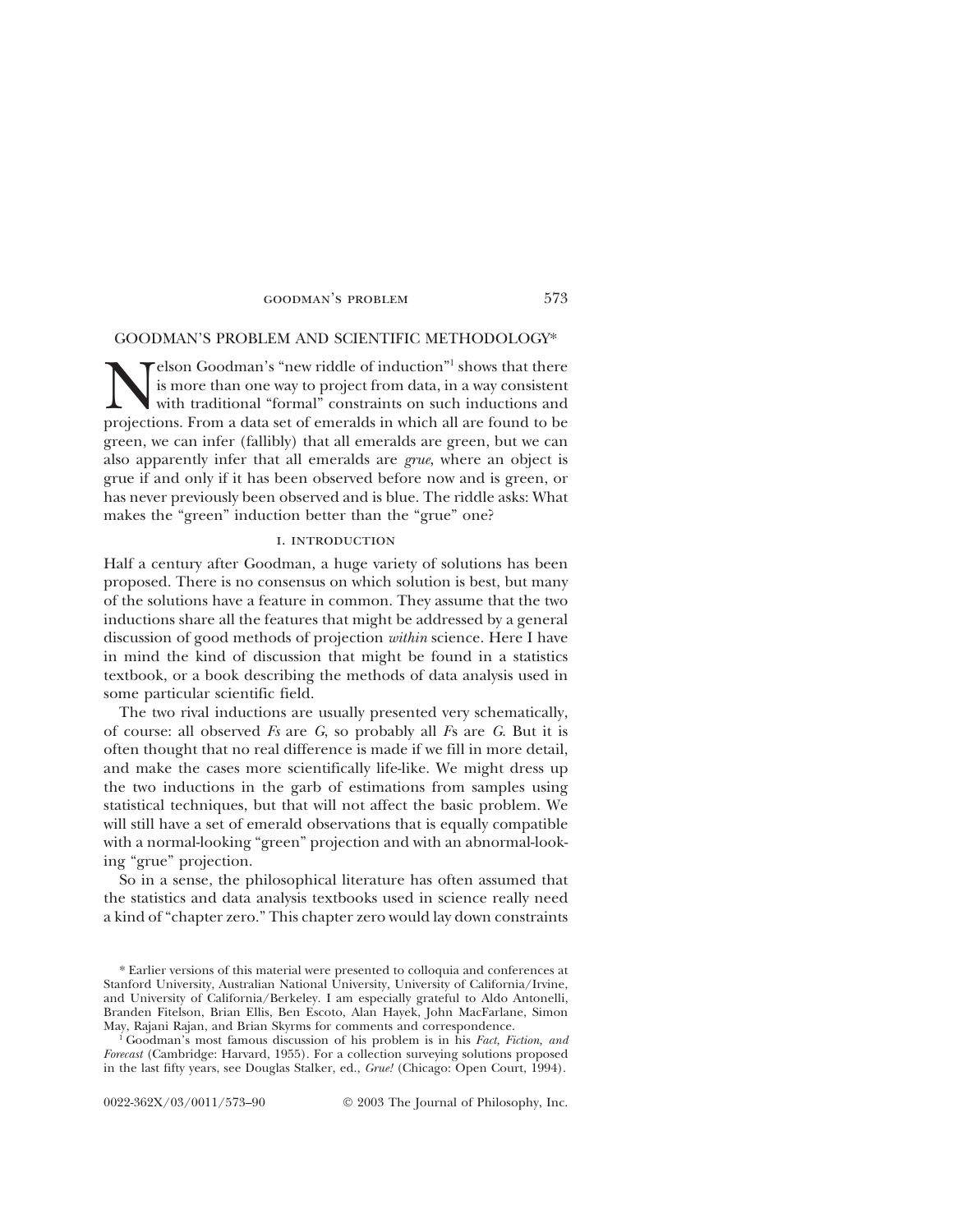# GOODMAN'S PROBLEM AND SCIENTIFIC METHODOLOGY*

Nelson Goodman's "new riddle of induction"[1] shows that there is more than one way to project from data, in a way consistent with traditional "formal" constraints on such inductions and projections. From a data set of emeralds in which all are found to be green, we can infer (fallibly) that all emeralds are green, but we can also apparently infer that all emeralds are *grue*, where an object is grue if and only if it has been observed before now and is green, or has never previously been observed and is blue. The riddle asks: What makes the "green" induction better than the "grue" one?

## I. INTRODUCTION

Half a century after Goodman, a huge variety of solutions has been proposed. There is no consensus on which solution is best, but many of the solutions have a feature in common. They assume that the two inductions share all the features that might be addressed by a general discussion of good methods of projection *within* science. Here I have in mind the kind of discussion that might be found in a statistics textbook, or a book describing the methods of data analysis used in some particular scientific field.

The two rival inductions are usually presented very schematically, of course: all observed *Fs* are *G*, so probably all *F*s are *G*. But it is often thought that no real difference is made if we fill in more detail, and make the cases more scientifically life-like. We might dress up the two inductions in the garb of estimations from samples using statistical techniques, but that will not affect the basic problem. We will still have a set of emerald observations that is equally compatible with a normal-looking "green" projection and with an abnormal-looking "grue" projection.

So in a sense, the philosophical literature has often assumed that the statistics and data analysis textbooks used in science really need a kind of "chapter zero." This chapter zero would lay down constraints

---

\* Earlier versions of this material were presented to colloquia and conferences at Stanford University, Australian National University, University of California/Irvine, and University of California/Berkeley. I am especially grateful to Aldo Antonelli, Branden Fitelson, Brian Ellis, Ben Escoto, Alan Hayek, John MacFarlane, Simon May, Rajani Rajan, and Brian Skyrms for comments and correspondence.

[1] Goodman's most famous discussion of his problem is in his *Fact, Fiction, and Forecast* (Cambridge: Harvard, 1955). For a collection surveying solutions proposed in the last fifty years, see Douglas Stalker, ed., *Grue!* (Chicago: Open Court, 1994).

0022-362X/03/0011/573–90 © 2003 The Journal of Philosophy, Inc.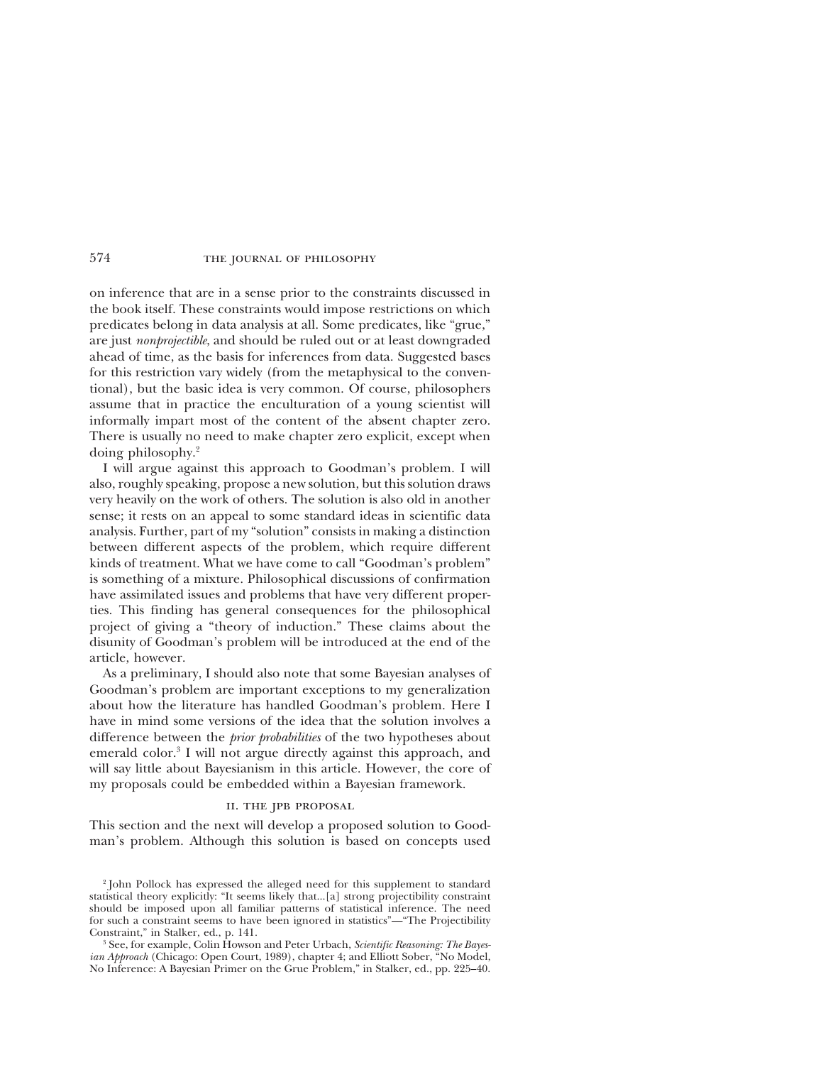on inference that are in a sense prior to the constraints discussed in the book itself. These constraints would impose restrictions on which predicates belong in data analysis at all. Some predicates, like "grue," are just *nonprojectible*, and should be ruled out or at least downgraded ahead of time, as the basis for inferences from data. Suggested bases for this restriction vary widely (from the metaphysical to the conventional), but the basic idea is very common. Of course, philosophers assume that in practice the enculturation of a young scientist will informally impart most of the content of the absent chapter zero. There is usually no need to make chapter zero explicit, except when doing philosophy.[2]

I will argue against this approach to Goodman's problem. I will also, roughly speaking, propose a new solution, but this solution draws very heavily on the work of others. The solution is also old in another sense; it rests on an appeal to some standard ideas in scientific data analysis. Further, part of my "solution" consists in making a distinction between different aspects of the problem, which require different kinds of treatment. What we have come to call "Goodman's problem" is something of a mixture. Philosophical discussions of confirmation have assimilated issues and problems that have very different properties. This finding has general consequences for the philosophical project of giving a "theory of induction." These claims about the disunity of Goodman's problem will be introduced at the end of the article, however.

As a preliminary, I should also note that some Bayesian analyses of Goodman's problem are important exceptions to my generalization about how the literature has handled Goodman's problem. Here I have in mind some versions of the idea that the solution involves a difference between the *prior probabilities* of the two hypotheses about emerald color.[3] I will not argue directly against this approach, and will say little about Bayesianism in this article. However, the core of my proposals could be embedded within a Bayesian framework.

## II. THE JPB PROPOSAL

This section and the next will develop a proposed solution to Goodman's problem. Although this solution is based on concepts used

[2] John Pollock has expressed the alleged need for this supplement to standard statistical theory explicitly: "It seems likely that...[a] strong projectibility constraint should be imposed upon all familiar patterns of statistical inference. The need for such a constraint seems to have been ignored in statistics"—"The Projectibility Constraint," in Stalker, ed., p. 141.

[3] See, for example, Colin Howson and Peter Urbach, *Scientific Reasoning: The Bayesian Approach* (Chicago: Open Court, 1989), chapter 4; and Elliott Sober, "No Model, No Inference: A Bayesian Primer on the Grue Problem," in Stalker, ed., pp. 225–40.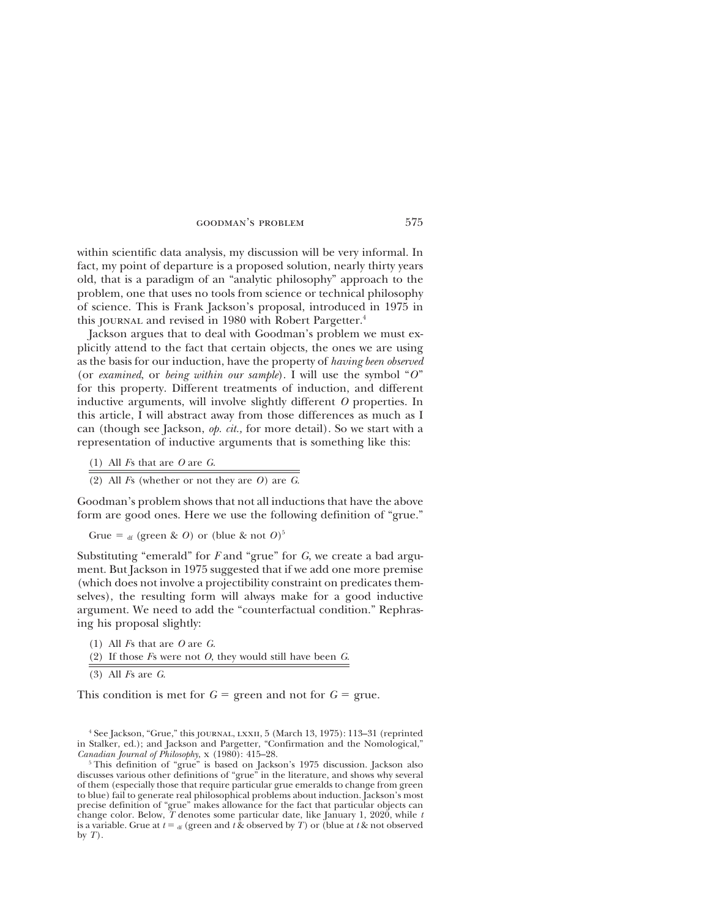within scientific data analysis, my discussion will be very informal. In fact, my point of departure is a proposed solution, nearly thirty years old, that is a paradigm of an "analytic philosophy" approach to the problem, one that uses no tools from science or technical philosophy of science. This is Frank Jackson's proposal, introduced in 1975 in this JOURNAL and revised in 1980 with Robert Pargetter.[4]

Jackson argues that to deal with Goodman's problem we must explicitly attend to the fact that certain objects, the ones we are using as the basis for our induction, have the property of *having been observed* (or *examined*, or *being within our sample*). I will use the symbol "*O*" for this property. Different treatments of induction, and different inductive arguments, will involve slightly different *O* properties. In this article, I will abstract away from those differences as much as I can (though see Jackson, *op. cit.*, for more detail). So we start with a representation of inductive arguments that is something like this:

(1) All *F*s that are *O* are *G*.

(2) All *F*s (whether or not they are *O*) are *G*.

Goodman's problem shows that not all inductions that have the above form are good ones. Here we use the following definition of "grue."

Grue $=_{df}$ (green & *O*) or (blue & not *O*)[5]

Substituting "emerald" for *F* and "grue" for *G*, we create a bad argument. But Jackson in 1975 suggested that if we add one more premise (which does not involve a projectibility constraint on predicates themselves), the resulting form will always make for a good inductive argument. We need to add the "counterfactual condition." Rephrasing his proposal slightly:

(1) All *F*s that are *O* are *G*.
(2) If those *F*s were not *O*, they would still have been *G*.

(3) All *F*s are *G*.

This condition is met for *G* = green and not for *G* = grue.

[4] See Jackson, "Grue," this JOURNAL, LXXII, 5 (March 13, 1975): 113–31 (reprinted in Stalker, ed.); and Jackson and Pargetter, "Confirmation and the Nomological," *Canadian Journal of Philosophy*, X (1980): 415–28.

[5] This definition of "grue" is based on Jackson's 1975 discussion. Jackson also discusses various other definitions of "grue" in the literature, and shows why several of them (especially those that require particular grue emeralds to change from green to blue) fail to generate real philosophical problems about induction. Jackson's most precise definition of "grue" makes allowance for the fact that particular objects can change color. Below, *T* denotes some particular date, like January 1, 2020, while *t* is a variable. Grue at $t =_{df}$ (green and $t$ & observed by *T*) or (blue at $t$ & not observed by *T*).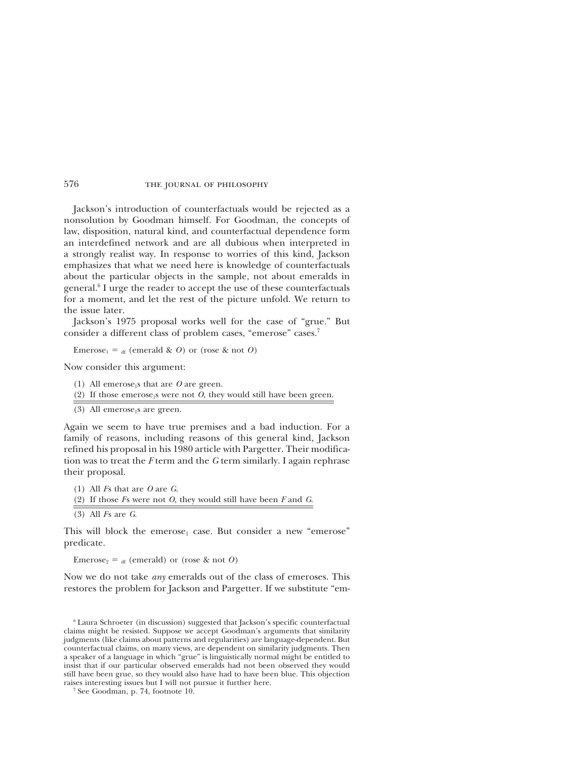Jackson's introduction of counterfactuals would be rejected as a nonsolution by Goodman himself. For Goodman, the concepts of law, disposition, natural kind, and counterfactual dependence form an interdefined network and are all dubious when interpreted in a strongly realist way. In response to worries of this kind, Jackson emphasizes that what we need here is knowledge of counterfactuals about the particular objects in the sample, not about emeralds in general.[6] I urge the reader to accept the use of these counterfactuals for a moment, and let the rest of the picture unfold. We return to the issue later.

Jackson's 1975 proposal works well for the case of "grue." But consider a different class of problem cases, "emerose" cases.[7]

Emerose$_1$ $=_{\text{df}}$ (emerald & *O*) or (rose & not *O*)

Now consider this argument:

(1) All emerose$_1$s that are *O* are green.
(2) If those emerose$_1$s were not *O*, they would still have been green.

(3) All emerose$_1$s are green.

Again we seem to have true premises and a bad induction. For a family of reasons, including reasons of this general kind, Jackson refined his proposal in his 1980 article with Pargetter. Their modification was to treat the *F* term and the *G* term similarly. I again rephrase their proposal.

(1) All *F*s that are *O* are *G*.
(2) If those *F*s were not *O*, they would still have been *F* and *G*.

(3) All *F*s are *G*.

This will block the emerose$_1$ case. But consider a new "emerose" predicate.

Emerose$_2$ $=_{\text{df}}$ (emerald) or (rose & not *O*)

Now we do not take *any* emeralds out of the class of emeroses. This restores the problem for Jackson and Pargetter. If we substitute "em-

[6] Laura Schroeter (in discussion) suggested that Jackson's specific counterfactual claims might be resisted. Suppose we accept Goodman's arguments that similarity judgments (like claims about patterns and regularities) are language-dependent. But counterfactual claims, on many views, are dependent on similarity judgments. Then a speaker of a language in which "grue" is linguistically normal might be entitled to insist that if our particular observed emeralds had not been observed they would still have been grue, so they would also have had to have been blue. This objection raises interesting issues but I will not pursue it further here.

[7] See Goodman, p. 74, footnote 10.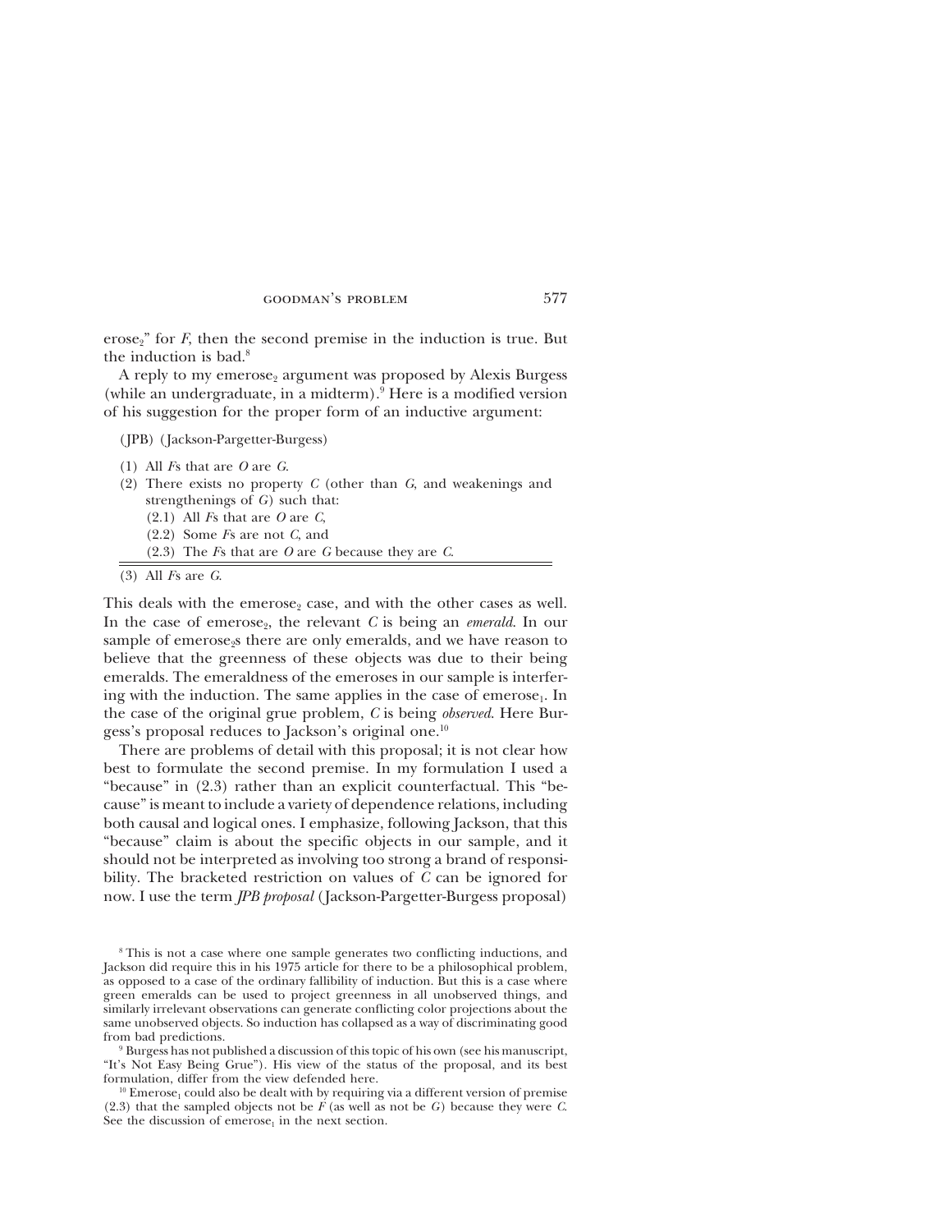erose$_2$" for *F*, then the second premise in the induction is true. But the induction is bad.[8]

A reply to my emerose$_2$ argument was proposed by Alexis Burgess (while an undergraduate, in a midterm).[9] Here is a modified version of his suggestion for the proper form of an inductive argument:

(JPB) (Jackson-Pargetter-Burgess)

(1) All *F*s that are *O* are *G*.
(2) There exists no property *C* (other than *G*, and weakenings and strengthenings of *G*) such that:
  (2.1) All *F*s that are *O* are *C*,
  (2.2) Some *F*s are not *C*, and
  (2.3) The *F*s that are *O* are *G* because they are *C*.

---

(3) All *F*s are *G*.

This deals with the emerose$_2$ case, and with the other cases as well. In the case of emerose$_2$, the relevant *C* is being an *emerald*. In our sample of emerose$_2$s there are only emeralds, and we have reason to believe that the greenness of these objects was due to their being emeralds. The emeraldness of the emeroses in our sample is interfering with the induction. The same applies in the case of emerose$_1$. In the case of the original grue problem, *C* is being *observed*. Here Burgess's proposal reduces to Jackson's original one.[10]

There are problems of detail with this proposal; it is not clear how best to formulate the second premise. In my formulation I used a "because" in (2.3) rather than an explicit counterfactual. This "because" is meant to include a variety of dependence relations, including both causal and logical ones. I emphasize, following Jackson, that this "because" claim is about the specific objects in our sample, and it should not be interpreted as involving too strong a brand of responsibility. The bracketed restriction on values of *C* can be ignored for now. I use the term *JPB proposal* (Jackson-Pargetter-Burgess proposal)

---

[8] This is not a case where one sample generates two conflicting inductions, and Jackson did require this in his 1975 article for there to be a philosophical problem, as opposed to a case of the ordinary fallibility of induction. But this is a case where green emeralds can be used to project greenness in all unobserved things, and similarly irrelevant observations can generate conflicting color projections about the same unobserved objects. So induction has collapsed as a way of discriminating good from bad predictions.

[9] Burgess has not published a discussion of this topic of his own (see his manuscript, "It's Not Easy Being Grue"). His view of the status of the proposal, and its best formulation, differ from the view defended here.

[10] Emerose$_1$ could also be dealt with by requiring via a different version of premise (2.3) that the sampled objects not be *F* (as well as not be *G*) because they were *C*. See the discussion of emerose$_1$ in the next section.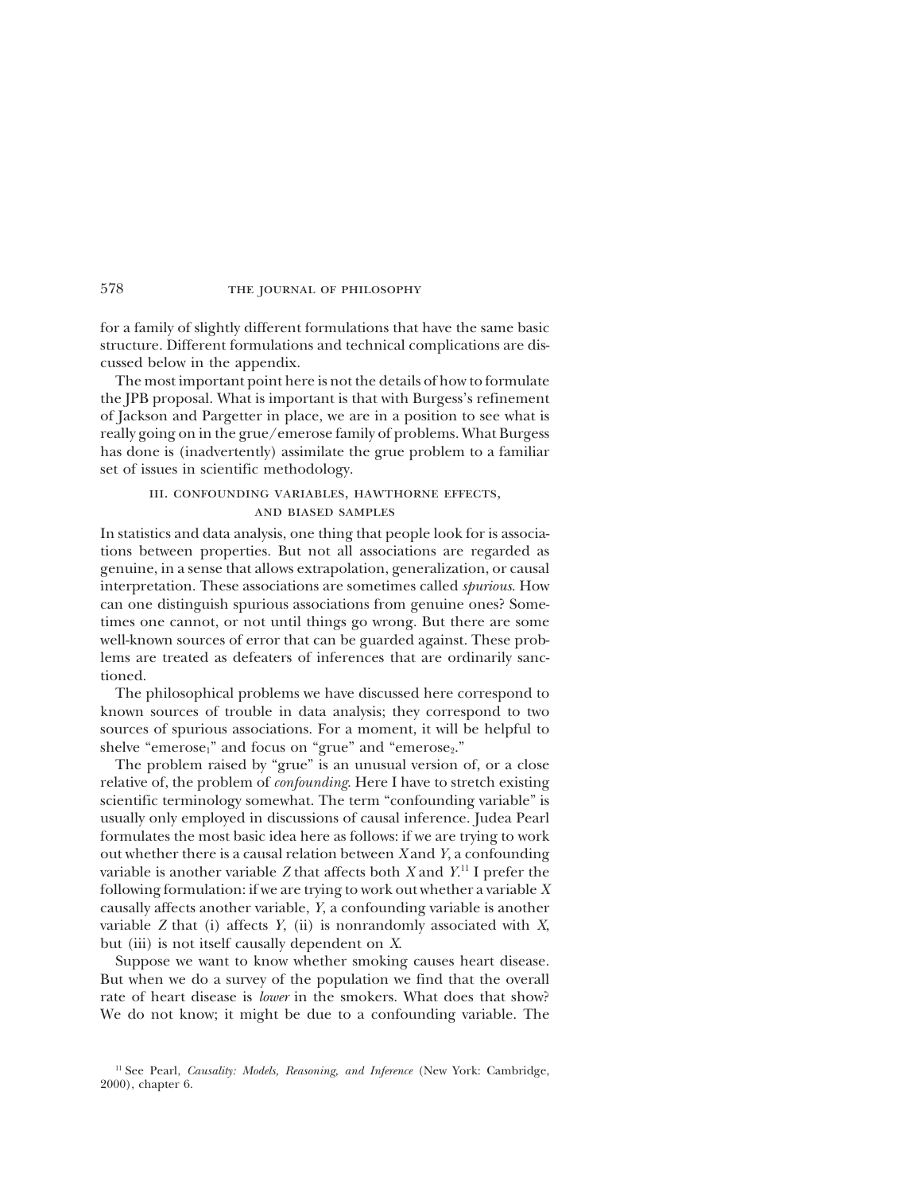for a family of slightly different formulations that have the same basic structure. Different formulations and technical complications are discussed below in the appendix.

The most important point here is not the details of how to formulate the JPB proposal. What is important is that with Burgess's refinement of Jackson and Pargetter in place, we are in a position to see what is really going on in the grue/emerose family of problems. What Burgess has done is (inadvertently) assimilate the grue problem to a familiar set of issues in scientific methodology.

## III. CONFOUNDING VARIABLES, HAWTHORNE EFFECTS, AND BIASED SAMPLES

In statistics and data analysis, one thing that people look for is associations between properties. But not all associations are regarded as genuine, in a sense that allows extrapolation, generalization, or causal interpretation. These associations are sometimes called *spurious*. How can one distinguish spurious associations from genuine ones? Sometimes one cannot, or not until things go wrong. But there are some well-known sources of error that can be guarded against. These problems are treated as defeaters of inferences that are ordinarily sanctioned.

The philosophical problems we have discussed here correspond to known sources of trouble in data analysis; they correspond to two sources of spurious associations. For a moment, it will be helpful to shelve "$\text{emerose}_1$" and focus on "grue" and "$\text{emerose}_2$."

The problem raised by "grue" is an unusual version of, or a close relative of, the problem of *confounding*. Here I have to stretch existing scientific terminology somewhat. The term "confounding variable" is usually only employed in discussions of causal inference. Judea Pearl formulates the most basic idea here as follows: if we are trying to work out whether there is a causal relation between *X* and *Y*, a confounding variable is another variable *Z* that affects both *X* and *Y*.[11] I prefer the following formulation: if we are trying to work out whether a variable *X* causally affects another variable, *Y*, a confounding variable is another variable *Z* that (i) affects *Y*, (ii) is nonrandomly associated with *X*, but (iii) is not itself causally dependent on *X*.

Suppose we want to know whether smoking causes heart disease. But when we do a survey of the population we find that the overall rate of heart disease is *lower* in the smokers. What does that show? We do not know; it might be due to a confounding variable. The

[11] See Pearl, *Causality: Models, Reasoning, and Inference* (New York: Cambridge, 2000), chapter 6.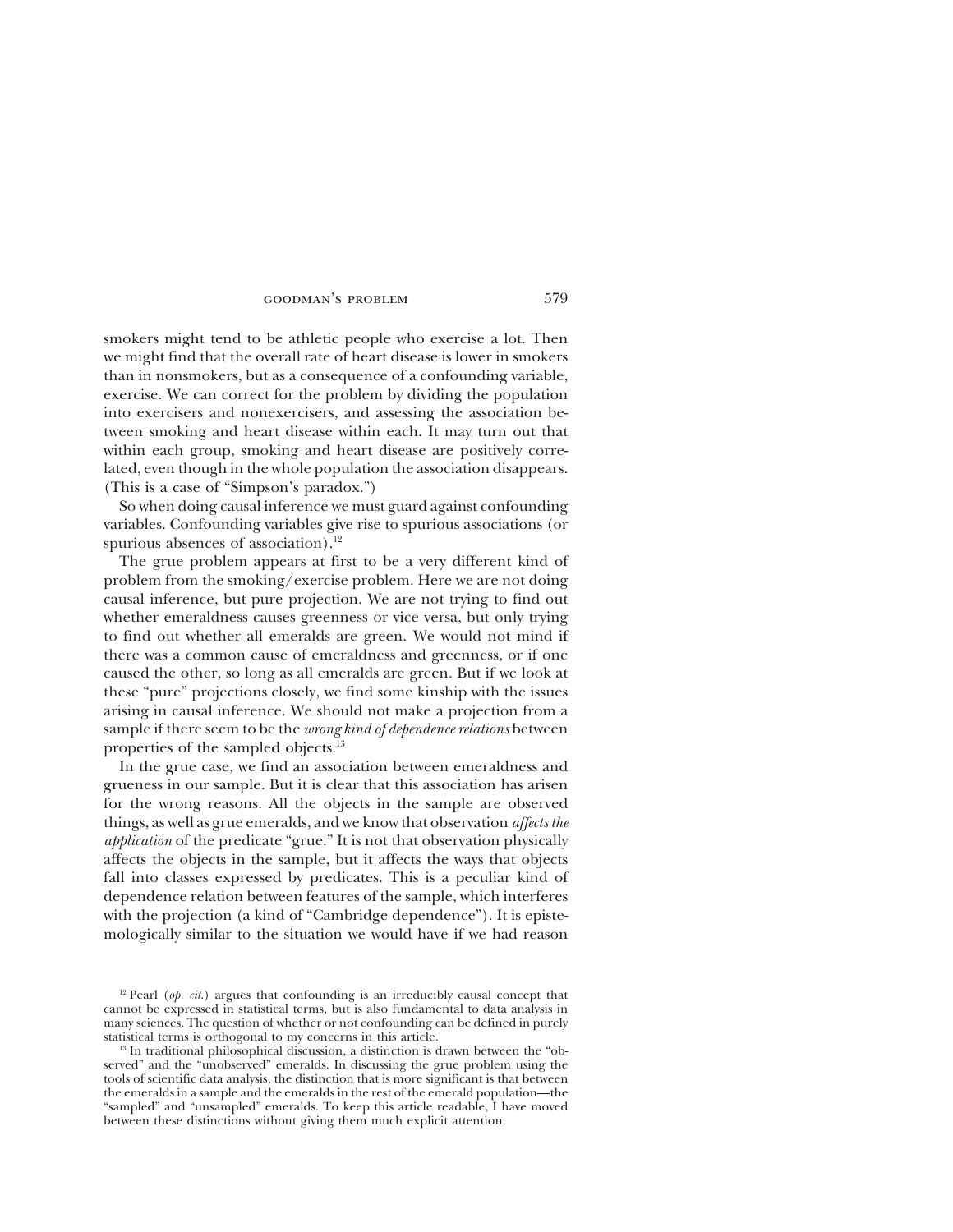smokers might tend to be athletic people who exercise a lot. Then we might find that the overall rate of heart disease is lower in smokers than in nonsmokers, but as a consequence of a confounding variable, exercise. We can correct for the problem by dividing the population into exercisers and nonexercisers, and assessing the association between smoking and heart disease within each. It may turn out that within each group, smoking and heart disease are positively correlated, even though in the whole population the association disappears. (This is a case of "Simpson's paradox.")

So when doing causal inference we must guard against confounding variables. Confounding variables give rise to spurious associations (or spurious absences of association).[12]

The grue problem appears at first to be a very different kind of problem from the smoking/exercise problem. Here we are not doing causal inference, but pure projection. We are not trying to find out whether emeraldness causes greenness or vice versa, but only trying to find out whether all emeralds are green. We would not mind if there was a common cause of emeraldness and greenness, or if one caused the other, so long as all emeralds are green. But if we look at these "pure" projections closely, we find some kinship with the issues arising in causal inference. We should not make a projection from a sample if there seem to be the *wrong kind of dependence relations* between properties of the sampled objects.[13]

In the grue case, we find an association between emeraldness and grueness in our sample. But it is clear that this association has arisen for the wrong reasons. All the objects in the sample are observed things, as well as grue emeralds, and we know that observation *affects the application* of the predicate "grue." It is not that observation physically affects the objects in the sample, but it affects the ways that objects fall into classes expressed by predicates. This is a peculiar kind of dependence relation between features of the sample, which interferes with the projection (a kind of "Cambridge dependence"). It is epistemologically similar to the situation we would have if we had reason

[12] Pearl (*op. cit.*) argues that confounding is an irreducibly causal concept that cannot be expressed in statistical terms, but is also fundamental to data analysis in many sciences. The question of whether or not confounding can be defined in purely statistical terms is orthogonal to my concerns in this article.

[13] In traditional philosophical discussion, a distinction is drawn between the "observed" and the "unobserved" emeralds. In discussing the grue problem using the tools of scientific data analysis, the distinction that is more significant is that between the emeralds in a sample and the emeralds in the rest of the emerald population—the "sampled" and "unsampled" emeralds. To keep this article readable, I have moved between these distinctions without giving them much explicit attention.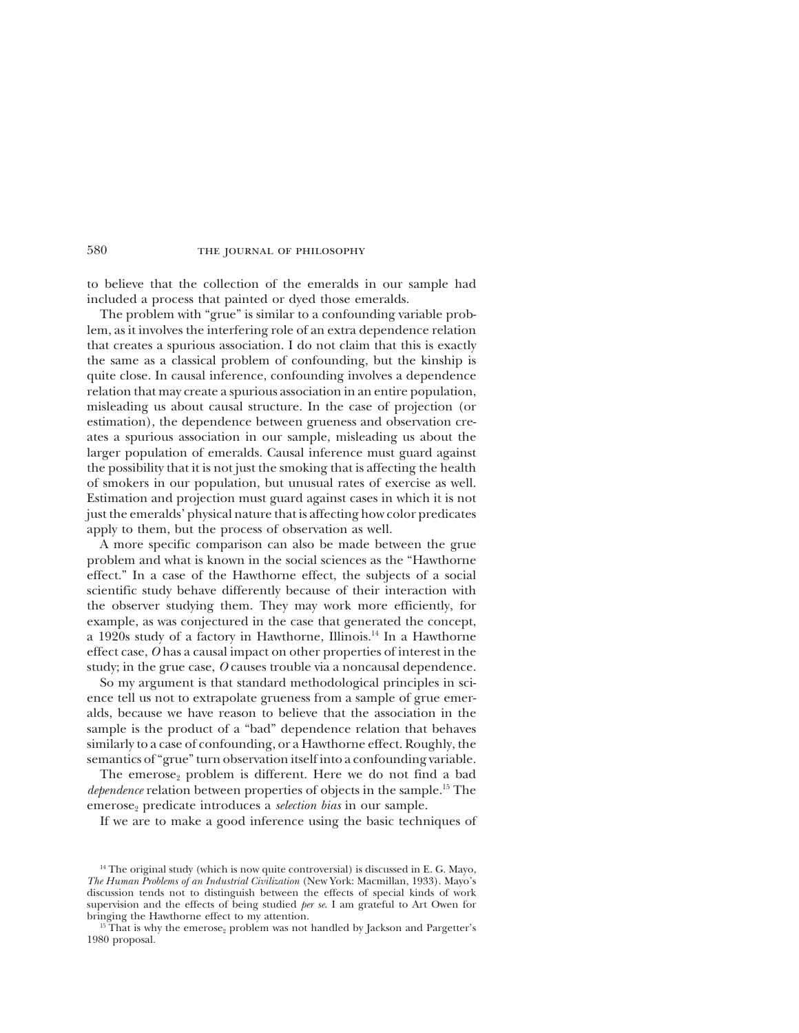to believe that the collection of the emeralds in our sample had included a process that painted or dyed those emeralds.

The problem with "grue" is similar to a confounding variable problem, as it involves the interfering role of an extra dependence relation that creates a spurious association. I do not claim that this is exactly the same as a classical problem of confounding, but the kinship is quite close. In causal inference, confounding involves a dependence relation that may create a spurious association in an entire population, misleading us about causal structure. In the case of projection (or estimation), the dependence between grueness and observation creates a spurious association in our sample, misleading us about the larger population of emeralds. Causal inference must guard against the possibility that it is not just the smoking that is affecting the health of smokers in our population, but unusual rates of exercise as well. Estimation and projection must guard against cases in which it is not just the emeralds' physical nature that is affecting how color predicates apply to them, but the process of observation as well.

A more specific comparison can also be made between the grue problem and what is known in the social sciences as the "Hawthorne effect." In a case of the Hawthorne effect, the subjects of a social scientific study behave differently because of their interaction with the observer studying them. They may work more efficiently, for example, as was conjectured in the case that generated the concept, a 1920s study of a factory in Hawthorne, Illinois.[14] In a Hawthorne effect case, *O* has a causal impact on other properties of interest in the study; in the grue case, *O* causes trouble via a noncausal dependence.

So my argument is that standard methodological principles in science tell us not to extrapolate grueness from a sample of grue emeralds, because we have reason to believe that the association in the sample is the product of a "bad" dependence relation that behaves similarly to a case of confounding, or a Hawthorne effect. Roughly, the semantics of "grue" turn observation itself into a confounding variable.

The emerose$_2$ problem is different. Here we do not find a bad *dependence* relation between properties of objects in the sample.[15] The emerose$_2$ predicate introduces a *selection bias* in our sample.

If we are to make a good inference using the basic techniques of

[14] The original study (which is now quite controversial) is discussed in E. G. Mayo, *The Human Problems of an Industrial Civilization* (New York: Macmillan, 1933). Mayo's discussion tends not to distinguish between the effects of special kinds of work supervision and the effects of being studied *per se*. I am grateful to Art Owen for bringing the Hawthorne effect to my attention.

[15] That is why the emerose$_2$ problem was not handled by Jackson and Pargetter's 1980 proposal.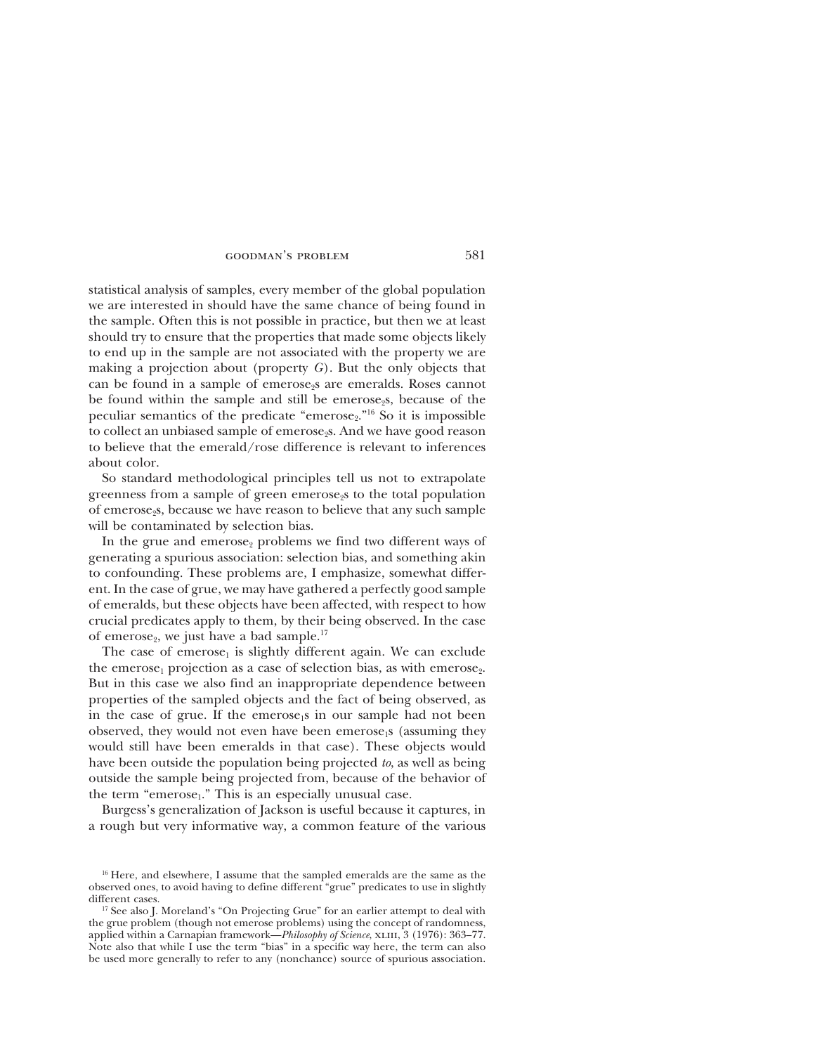statistical analysis of samples, every member of the global population we are interested in should have the same chance of being found in the sample. Often this is not possible in practice, but then we at least should try to ensure that the properties that made some objects likely to end up in the sample are not associated with the property we are making a projection about (property *G*). But the only objects that can be found in a sample of emerose$_2$s are emeralds. Roses cannot be found within the sample and still be emerose$_2$s, because of the peculiar semantics of the predicate "emerose$_2$."[16] So it is impossible to collect an unbiased sample of emerose$_2$s. And we have good reason to believe that the emerald/rose difference is relevant to inferences about color.

So standard methodological principles tell us not to extrapolate greenness from a sample of green emerose$_2$s to the total population of emerose$_2$s, because we have reason to believe that any such sample will be contaminated by selection bias.

In the grue and emerose$_2$ problems we find two different ways of generating a spurious association: selection bias, and something akin to confounding. These problems are, I emphasize, somewhat different. In the case of grue, we may have gathered a perfectly good sample of emeralds, but these objects have been affected, with respect to how crucial predicates apply to them, by their being observed. In the case of emerose$_2$, we just have a bad sample.[17]

The case of emerose$_1$ is slightly different again. We can exclude the emerose$_1$ projection as a case of selection bias, as with emerose$_2$. But in this case we also find an inappropriate dependence between properties of the sampled objects and the fact of being observed, as in the case of grue. If the emerose$_1$s in our sample had not been observed, they would not even have been emerose$_1$s (assuming they would still have been emeralds in that case). These objects would have been outside the population being projected *to*, as well as being outside the sample being projected from, because of the behavior of the term "emerose$_1$." This is an especially unusual case.

Burgess's generalization of Jackson is useful because it captures, in a rough but very informative way, a common feature of the various

[16] Here, and elsewhere, I assume that the sampled emeralds are the same as the observed ones, to avoid having to define different "grue" predicates to use in slightly different cases.

[17] See also J. Moreland's "On Projecting Grue" for an earlier attempt to deal with the grue problem (though not emerose problems) using the concept of randomness, applied within a Carnapian framework—*Philosophy of Science*, XLIII, 3 (1976): 363–77. Note also that while I use the term "bias" in a specific way here, the term can also be used more generally to refer to any (nonchance) source of spurious association.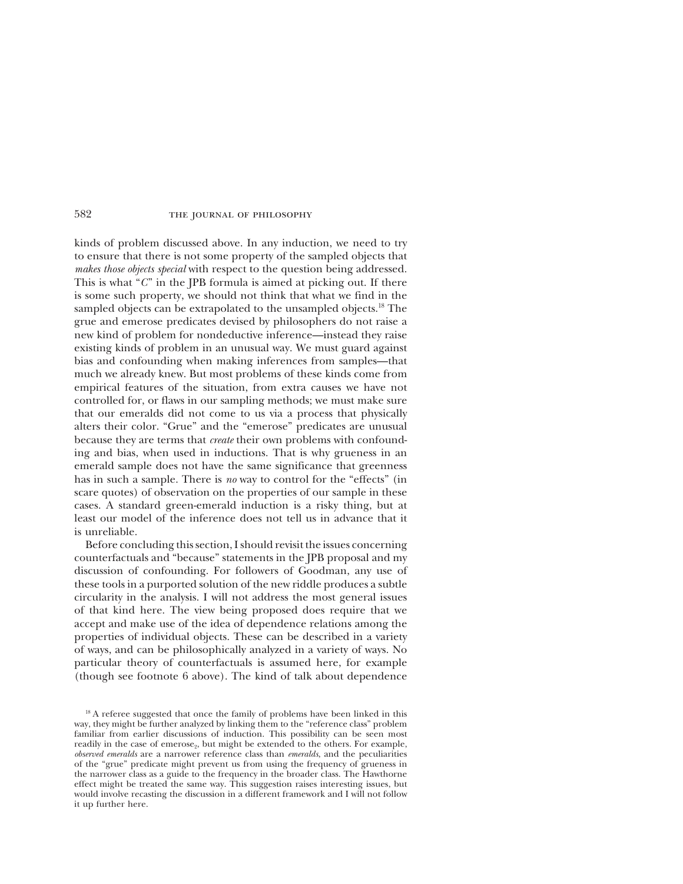kinds of problem discussed above. In any induction, we need to try to ensure that there is not some property of the sampled objects that *makes those objects special* with respect to the question being addressed. This is what "*C*" in the JPB formula is aimed at picking out. If there is some such property, we should not think that what we find in the sampled objects can be extrapolated to the unsampled objects.[18] The grue and emerose predicates devised by philosophers do not raise a new kind of problem for nondeductive inference—instead they raise existing kinds of problem in an unusual way. We must guard against bias and confounding when making inferences from samples—that much we already knew. But most problems of these kinds come from empirical features of the situation, from extra causes we have not controlled for, or flaws in our sampling methods; we must make sure that our emeralds did not come to us via a process that physically alters their color. "Grue" and the "emerose" predicates are unusual because they are terms that *create* their own problems with confounding and bias, when used in inductions. That is why grueness in an emerald sample does not have the same significance that greenness has in such a sample. There is *no* way to control for the "effects" (in scare quotes) of observation on the properties of our sample in these cases. A standard green-emerald induction is a risky thing, but at least our model of the inference does not tell us in advance that it is unreliable.

Before concluding this section, I should revisit the issues concerning counterfactuals and "because" statements in the JPB proposal and my discussion of confounding. For followers of Goodman, any use of these tools in a purported solution of the new riddle produces a subtle circularity in the analysis. I will not address the most general issues of that kind here. The view being proposed does require that we accept and make use of the idea of dependence relations among the properties of individual objects. These can be described in a variety of ways, and can be philosophically analyzed in a variety of ways. No particular theory of counterfactuals is assumed here, for example (though see footnote 6 above). The kind of talk about dependence

[18] A referee suggested that once the family of problems have been linked in this way, they might be further analyzed by linking them to the "reference class" problem familiar from earlier discussions of induction. This possibility can be seen most readily in the case of emerose$_2$, but might be extended to the others. For example, *observed emeralds* are a narrower reference class than *emeralds*, and the peculiarities of the "grue" predicate might prevent us from using the frequency of grueness in the narrower class as a guide to the frequency in the broader class. The Hawthorne effect might be treated the same way. This suggestion raises interesting issues, but would involve recasting the discussion in a different framework and I will not follow it up further here.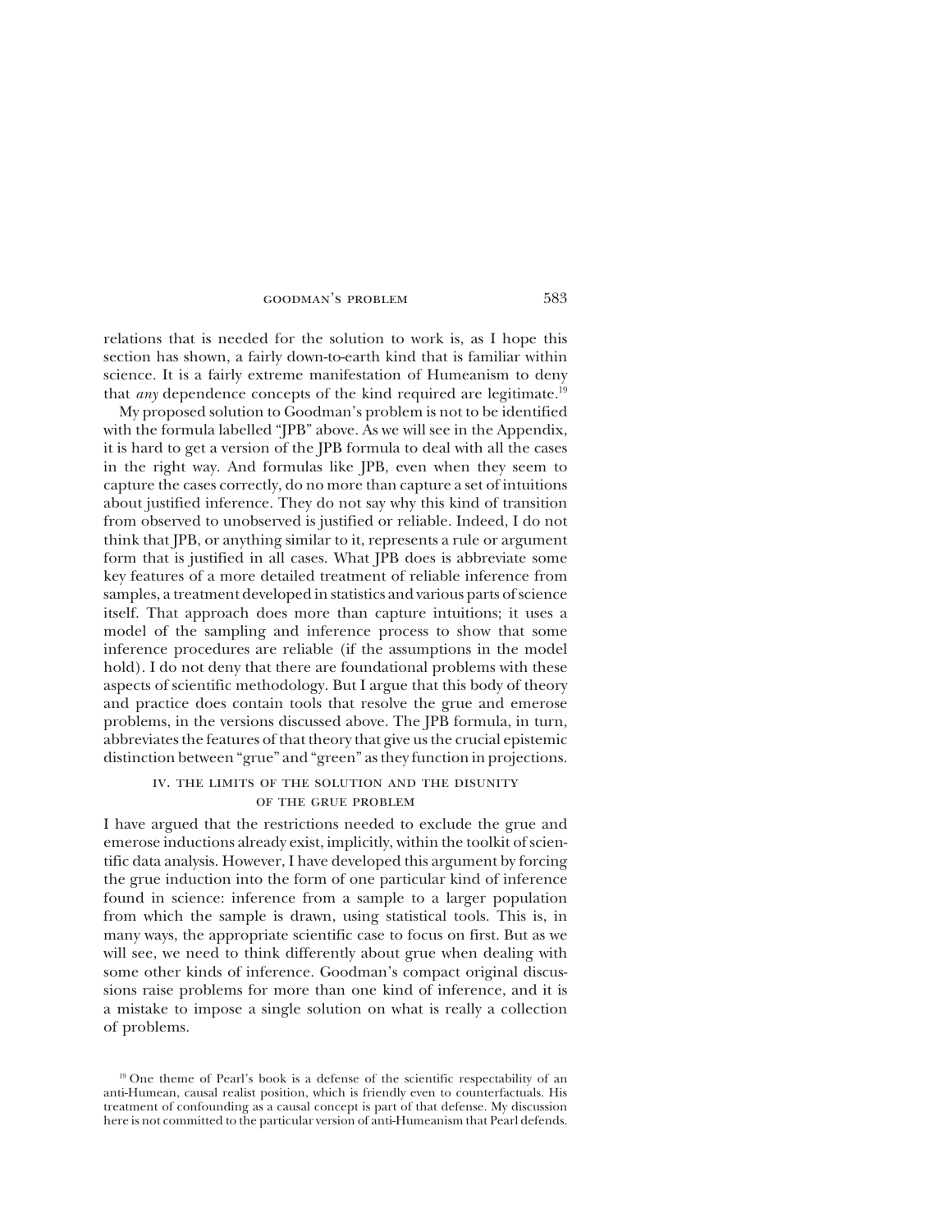relations that is needed for the solution to work is, as I hope this section has shown, a fairly down-to-earth kind that is familiar within science. It is a fairly extreme manifestation of Humeanism to deny that *any* dependence concepts of the kind required are legitimate.[19]

My proposed solution to Goodman's problem is not to be identified with the formula labelled "JPB" above. As we will see in the Appendix, it is hard to get a version of the JPB formula to deal with all the cases in the right way. And formulas like JPB, even when they seem to capture the cases correctly, do no more than capture a set of intuitions about justified inference. They do not say why this kind of transition from observed to unobserved is justified or reliable. Indeed, I do not think that JPB, or anything similar to it, represents a rule or argument form that is justified in all cases. What JPB does is abbreviate some key features of a more detailed treatment of reliable inference from samples, a treatment developed in statistics and various parts of science itself. That approach does more than capture intuitions; it uses a model of the sampling and inference process to show that some inference procedures are reliable (if the assumptions in the model hold). I do not deny that there are foundational problems with these aspects of scientific methodology. But I argue that this body of theory and practice does contain tools that resolve the grue and emerose problems, in the versions discussed above. The JPB formula, in turn, abbreviates the features of that theory that give us the crucial epistemic distinction between "grue" and "green" as they function in projections.

## IV. THE LIMITS OF THE SOLUTION AND THE DISUNITY OF THE GRUE PROBLEM

I have argued that the restrictions needed to exclude the grue and emerose inductions already exist, implicitly, within the toolkit of scientific data analysis. However, I have developed this argument by forcing the grue induction into the form of one particular kind of inference found in science: inference from a sample to a larger population from which the sample is drawn, using statistical tools. This is, in many ways, the appropriate scientific case to focus on first. But as we will see, we need to think differently about grue when dealing with some other kinds of inference. Goodman's compact original discussions raise problems for more than one kind of inference, and it is a mistake to impose a single solution on what is really a collection of problems.

[19] One theme of Pearl's book is a defense of the scientific respectability of an anti-Humean, causal realist position, which is friendly even to counterfactuals. His treatment of confounding as a causal concept is part of that defense. My discussion here is not committed to the particular version of anti-Humeanism that Pearl defends.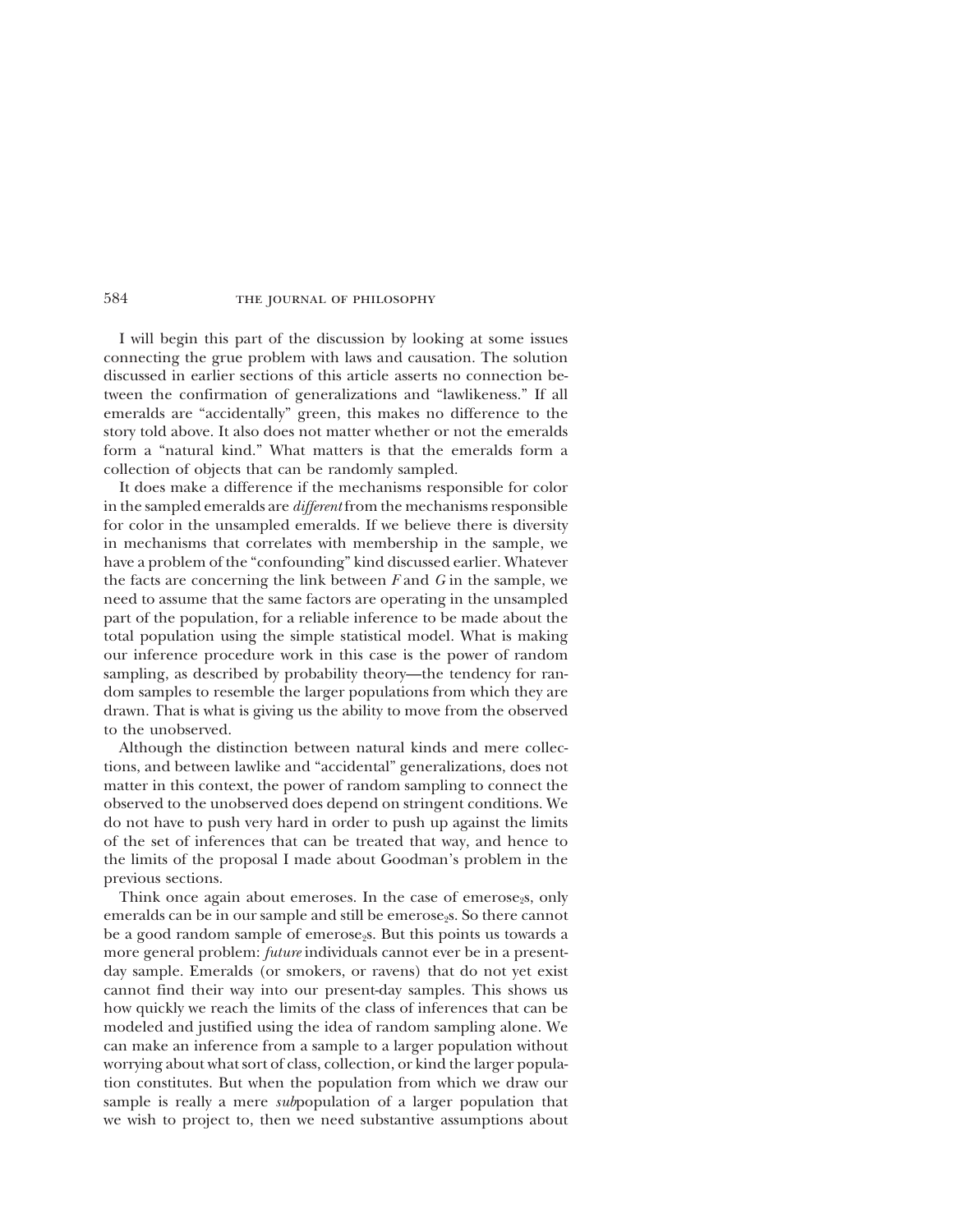I will begin this part of the discussion by looking at some issues connecting the grue problem with laws and causation. The solution discussed in earlier sections of this article asserts no connection between the confirmation of generalizations and "lawlikeness." If all emeralds are "accidentally" green, this makes no difference to the story told above. It also does not matter whether or not the emeralds form a "natural kind." What matters is that the emeralds form a collection of objects that can be randomly sampled.

It does make a difference if the mechanisms responsible for color in the sampled emeralds are *different* from the mechanisms responsible for color in the unsampled emeralds. If we believe there is diversity in mechanisms that correlates with membership in the sample, we have a problem of the "confounding" kind discussed earlier. Whatever the facts are concerning the link between *F* and *G* in the sample, we need to assume that the same factors are operating in the unsampled part of the population, for a reliable inference to be made about the total population using the simple statistical model. What is making our inference procedure work in this case is the power of random sampling, as described by probability theory—the tendency for random samples to resemble the larger populations from which they are drawn. That is what is giving us the ability to move from the observed to the unobserved.

Although the distinction between natural kinds and mere collections, and between lawlike and "accidental" generalizations, does not matter in this context, the power of random sampling to connect the observed to the unobserved does depend on stringent conditions. We do not have to push very hard in order to push up against the limits of the set of inferences that can be treated that way, and hence to the limits of the proposal I made about Goodman's problem in the previous sections.

Think once again about emeroses. In the case of emerose$_2$s, only emeralds can be in our sample and still be emerose$_2$s. So there cannot be a good random sample of emerose$_2$s. But this points us towards a more general problem: *future* individuals cannot ever be in a present-day sample. Emeralds (or smokers, or ravens) that do not yet exist cannot find their way into our present-day samples. This shows us how quickly we reach the limits of the class of inferences that can be modeled and justified using the idea of random sampling alone. We can make an inference from a sample to a larger population without worrying about what sort of class, collection, or kind the larger population constitutes. But when the population from which we draw our sample is really a mere *sub*population of a larger population that we wish to project to, then we need substantive assumptions about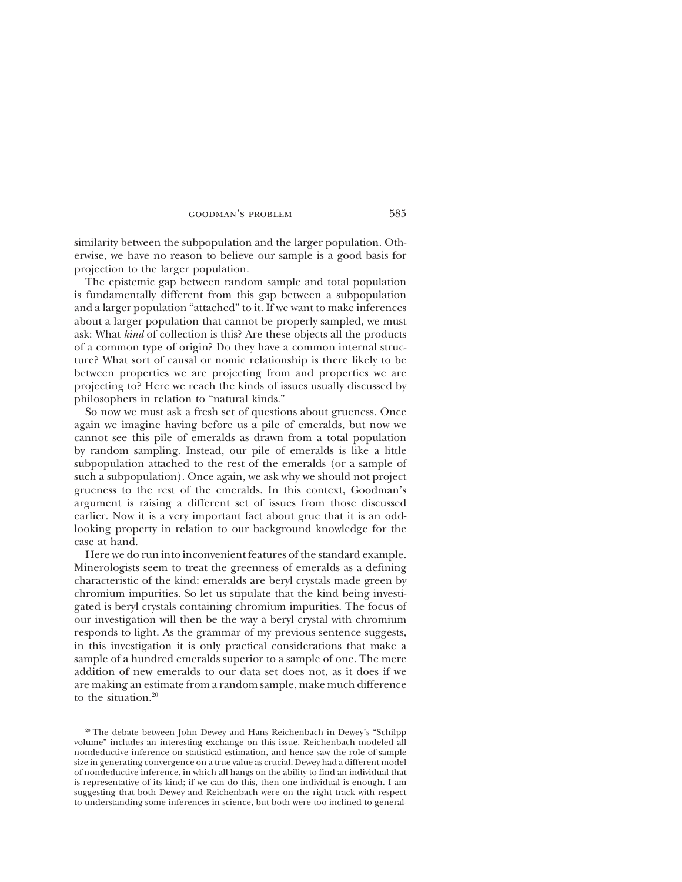similarity between the subpopulation and the larger population. Otherwise, we have no reason to believe our sample is a good basis for projection to the larger population.

The epistemic gap between random sample and total population is fundamentally different from this gap between a subpopulation and a larger population "attached" to it. If we want to make inferences about a larger population that cannot be properly sampled, we must ask: What *kind* of collection is this? Are these objects all the products of a common type of origin? Do they have a common internal structure? What sort of causal or nomic relationship is there likely to be between properties we are projecting from and properties we are projecting to? Here we reach the kinds of issues usually discussed by philosophers in relation to "natural kinds."

So now we must ask a fresh set of questions about grueness. Once again we imagine having before us a pile of emeralds, but now we cannot see this pile of emeralds as drawn from a total population by random sampling. Instead, our pile of emeralds is like a little subpopulation attached to the rest of the emeralds (or a sample of such a subpopulation). Once again, we ask why we should not project grueness to the rest of the emeralds. In this context, Goodman's argument is raising a different set of issues from those discussed earlier. Now it is a very important fact about grue that it is an odd-looking property in relation to our background knowledge for the case at hand.

Here we do run into inconvenient features of the standard example. Minerologists seem to treat the greenness of emeralds as a defining characteristic of the kind: emeralds are beryl crystals made green by chromium impurities. So let us stipulate that the kind being investigated is beryl crystals containing chromium impurities. The focus of our investigation will then be the way a beryl crystal with chromium responds to light. As the grammar of my previous sentence suggests, in this investigation it is only practical considerations that make a sample of a hundred emeralds superior to a sample of one. The mere addition of new emeralds to our data set does not, as it does if we are making an estimate from a random sample, make much difference to the situation.[20]

[20] The debate between John Dewey and Hans Reichenbach in Dewey's "Schilpp volume" includes an interesting exchange on this issue. Reichenbach modeled all nondeductive inference on statistical estimation, and hence saw the role of sample size in generating convergence on a true value as crucial. Dewey had a different model of nondeductive inference, in which all hangs on the ability to find an individual that is representative of its kind; if we can do this, then one individual is enough. I am suggesting that both Dewey and Reichenbach were on the right track with respect to understanding some inferences in science, but both were too inclined to general-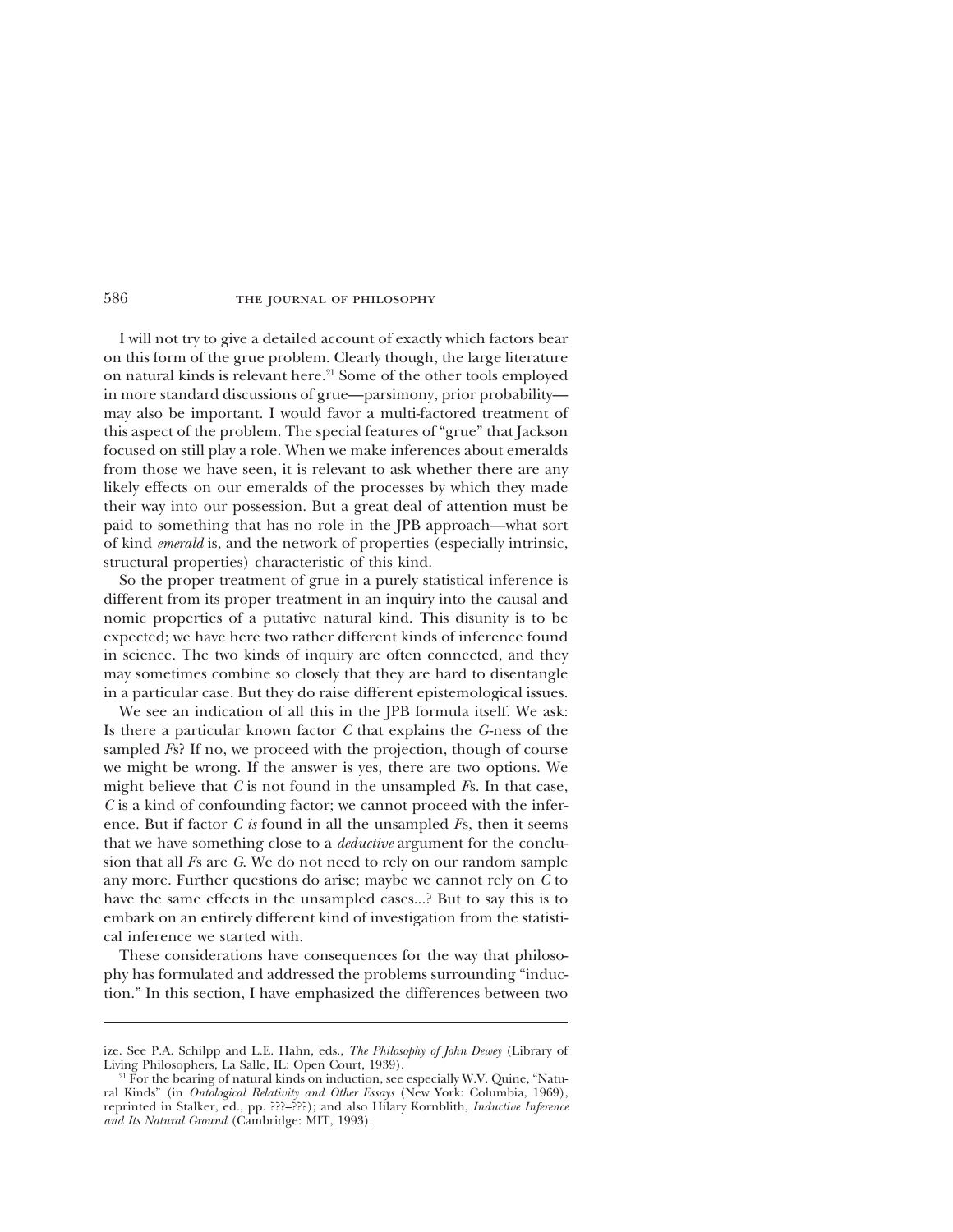I will not try to give a detailed account of exactly which factors bear on this form of the grue problem. Clearly though, the large literature on natural kinds is relevant here.[21] Some of the other tools employed in more standard discussions of grue—parsimony, prior probability—may also be important. I would favor a multi-factored treatment of this aspect of the problem. The special features of "grue" that Jackson focused on still play a role. When we make inferences about emeralds from those we have seen, it is relevant to ask whether there are any likely effects on our emeralds of the processes by which they made their way into our possession. But a great deal of attention must be paid to something that has no role in the JPB approach—what sort of kind *emerald* is, and the network of properties (especially intrinsic, structural properties) characteristic of this kind.

So the proper treatment of grue in a purely statistical inference is different from its proper treatment in an inquiry into the causal and nomic properties of a putative natural kind. This disunity is to be expected; we have here two rather different kinds of inference found in science. The two kinds of inquiry are often connected, and they may sometimes combine so closely that they are hard to disentangle in a particular case. But they do raise different epistemological issues.

We see an indication of all this in the JPB formula itself. We ask: Is there a particular known factor *C* that explains the *G*-ness of the sampled *F*s? If no, we proceed with the projection, though of course we might be wrong. If the answer is yes, there are two options. We might believe that *C* is not found in the unsampled *F*s. In that case, *C* is a kind of confounding factor; we cannot proceed with the inference. But if factor *C is* found in all the unsampled *F*s, then it seems that we have something close to a *deductive* argument for the conclusion that all *F*s are *G*. We do not need to rely on our random sample any more. Further questions do arise; maybe we cannot rely on *C* to have the same effects in the unsampled cases...? But to say this is to embark on an entirely different kind of investigation from the statistical inference we started with.

These considerations have consequences for the way that philosophy has formulated and addressed the problems surrounding "induction." In this section, I have emphasized the differences between two

---

ize. See P.A. Schilpp and L.E. Hahn, eds., *The Philosophy of John Dewey* (Library of Living Philosophers, La Salle, IL: Open Court, 1939).

[21] For the bearing of natural kinds on induction, see especially W.V. Quine, "Natural Kinds" (in *Ontological Relativity and Other Essays* (New York: Columbia, 1969), reprinted in Stalker, ed., pp. ???–???); and also Hilary Kornblith, *Inductive Inference and Its Natural Ground* (Cambridge: MIT, 1993).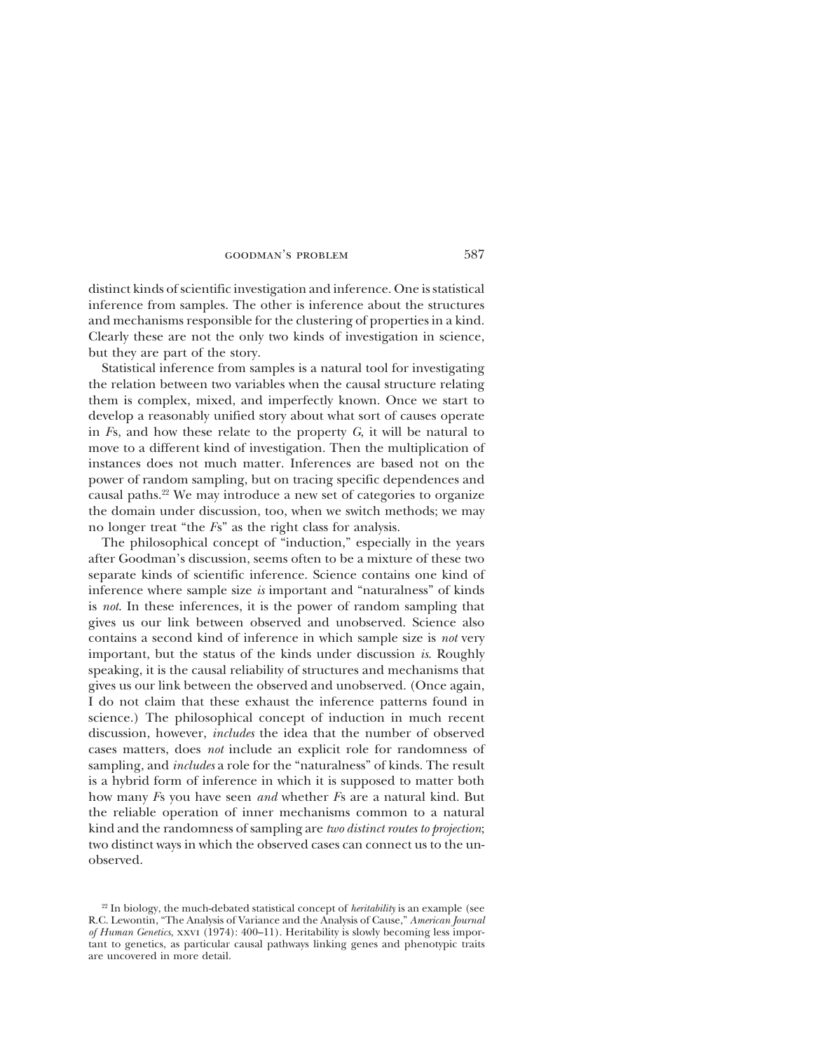distinct kinds of scientific investigation and inference. One is statistical inference from samples. The other is inference about the structures and mechanisms responsible for the clustering of properties in a kind. Clearly these are not the only two kinds of investigation in science, but they are part of the story.

Statistical inference from samples is a natural tool for investigating the relation between two variables when the causal structure relating them is complex, mixed, and imperfectly known. Once we start to develop a reasonably unified story about what sort of causes operate in *F*s, and how these relate to the property *G*, it will be natural to move to a different kind of investigation. Then the multiplication of instances does not much matter. Inferences are based not on the power of random sampling, but on tracing specific dependences and causal paths.[22] We may introduce a new set of categories to organize the domain under discussion, too, when we switch methods; we may no longer treat "the *F*s" as the right class for analysis.

The philosophical concept of "induction," especially in the years after Goodman's discussion, seems often to be a mixture of these two separate kinds of scientific inference. Science contains one kind of inference where sample size *is* important and "naturalness" of kinds is *not*. In these inferences, it is the power of random sampling that gives us our link between observed and unobserved. Science also contains a second kind of inference in which sample size is *not* very important, but the status of the kinds under discussion *is*. Roughly speaking, it is the causal reliability of structures and mechanisms that gives us our link between the observed and unobserved. (Once again, I do not claim that these exhaust the inference patterns found in science.) The philosophical concept of induction in much recent discussion, however, *includes* the idea that the number of observed cases matters, does *not* include an explicit role for randomness of sampling, and *includes* a role for the "naturalness" of kinds. The result is a hybrid form of inference in which it is supposed to matter both how many *F*s you have seen *and* whether *F*s are a natural kind. But the reliable operation of inner mechanisms common to a natural kind and the randomness of sampling are *two distinct routes to projection*; two distinct ways in which the observed cases can connect us to the unobserved.

[22] In biology, the much-debated statistical concept of *heritability* is an example (see R.C. Lewontin, "The Analysis of Variance and the Analysis of Cause," *American Journal of Human Genetics*, XXVI (1974): 400–11). Heritability is slowly becoming less important to genetics, as particular causal pathways linking genes and phenotypic traits are uncovered in more detail.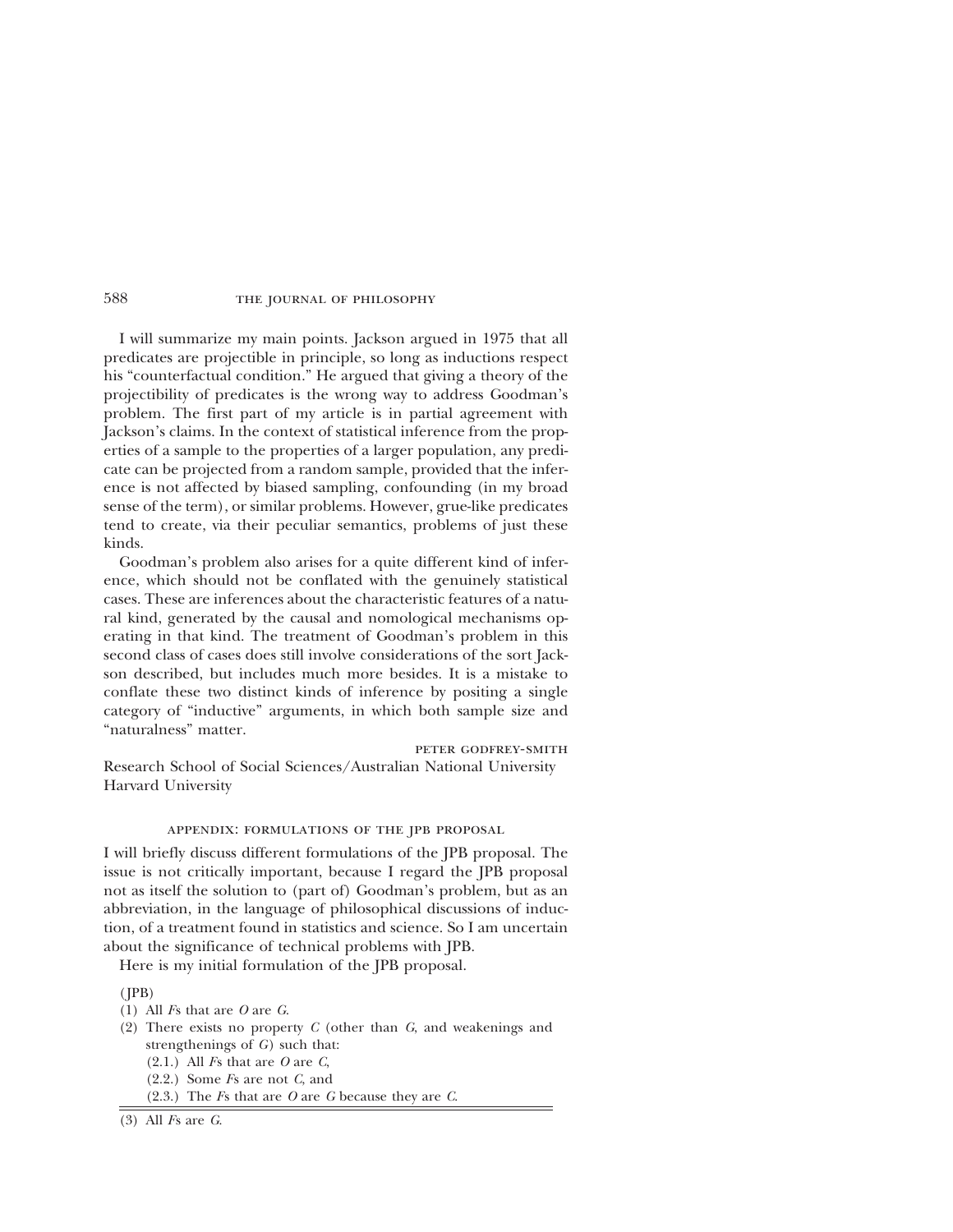I will summarize my main points. Jackson argued in 1975 that all predicates are projectible in principle, so long as inductions respect his "counterfactual condition." He argued that giving a theory of the projectibility of predicates is the wrong way to address Goodman's problem. The first part of my article is in partial agreement with Jackson's claims. In the context of statistical inference from the properties of a sample to the properties of a larger population, any predicate can be projected from a random sampling, provided that the inference is not affected by biased sampling, confounding (in my broad sense of the term), or similar problems. However, grue-like predicates tend to create, via their peculiar semantics, problems of just these kinds.

Goodman's problem also arises for a quite different kind of inference, which should not be conflated with the genuinely statistical cases. These are inferences about the characteristic features of a natural kind, generated by the causal and nomological mechanisms operating in that kind. The treatment of Goodman's problem in this second class of cases does still involve considerations of the sort Jackson described, but includes much more besides. It is a mistake to conflate these two distinct kinds of inference by positing a single category of "inductive" arguments, in which both sample size and "naturalness" matter.

PETER GODFREY-SMITH

Research School of Social Sciences/Australian National University
Harvard University

## APPENDIX: FORMULATIONS OF THE JPB PROPOSAL

I will briefly discuss different formulations of the JPB proposal. The issue is not critically important, because I regard the JPB proposal not as itself the solution to (part of) Goodman's problem, but as an abbreviation, in the language of philosophical discussions of induction, of a treatment found in statistics and science. So I am uncertain about the significance of technical problems with JPB.

Here is my initial formulation of the JPB proposal.

(JPB)

(1) All *F*s that are *O* are *G*.

(2) There exists no property *C* (other than *G*, and weakenings and strengthenings of *G*) such that:

  (2.1.) All *F*s that are *O* are *C*,

  (2.2.) Some *F*s are not *C*, and

  (2.3.) The *F*s that are *O* are *G* because they are *C*.

---

(3) All *F*s are *G*.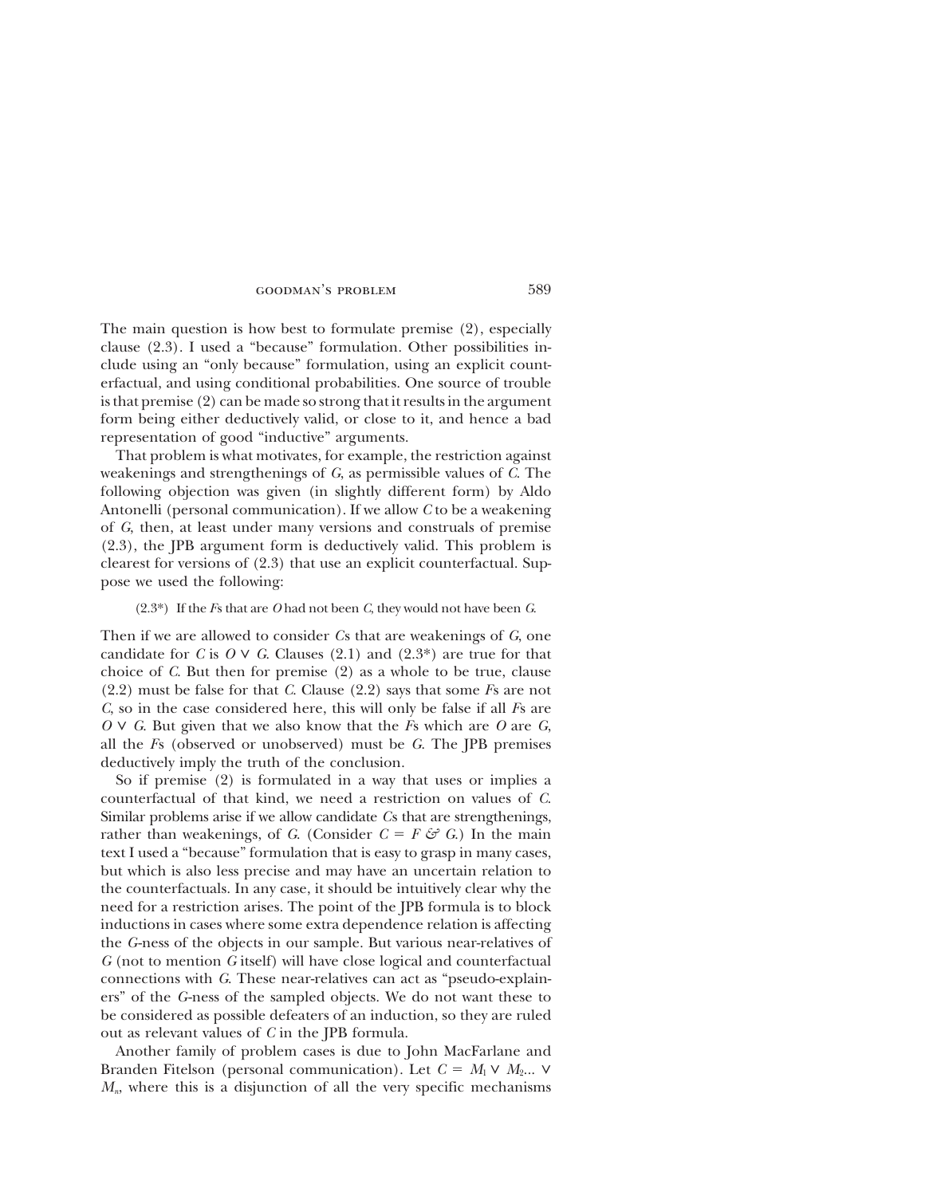The main question is how best to formulate premise (2), especially clause (2.3). I used a "because" formulation. Other possibilities include using an "only because" formulation, using an explicit counterfactual, and using conditional probabilities. One source of trouble is that premise (2) can be made so strong that it results in the argument form being either deductively valid, or close to it, and hence a bad representation of good "inductive" arguments.

That problem is what motivates, for example, the restriction against weakenings and strengthenings of *G*, as permissible values of *C*. The following objection was given (in slightly different form) by Aldo Antonelli (personal communication). If we allow *C* to be a weakening of *G*, then, at least under many versions and construals of premise (2.3), the JPB argument form is deductively valid. This problem is clearest for versions of (2.3) that use an explicit counterfactual. Suppose we used the following:

> (2.3*) If the *F*s that are *O* had not been *C*, they would not have been *G*.

Then if we are allowed to consider *C*s that are weakenings of *G*, one candidate for *C* is $O \vee G$. Clauses (2.1) and (2.3*) are true for that choice of *C*. But then for premise (2) as a whole to be true, clause (2.2) must be false for that *C*. Clause (2.2) says that some *F*s are not *C*, so in the case considered here, this will only be false if all *F*s are $O \vee G$. But given that we also know that the *F*s which are *O* are *G*, all the *F*s (observed or unobserved) must be *G*. The JPB premises deductively imply the truth of the conclusion.

So if premise (2) is formulated in a way that uses or implies a counterfactual of that kind, we need a restriction on values of *C*. Similar problems arise if we allow candidate *C*s that are strengthenings, rather than weakenings, of *G*. (Consider $C = F \,\&\, G$.) In the main text I used a "because" formulation that is easy to grasp in many cases, but which is also less precise and may have an uncertain relation to the counterfactuals. In any case, it should be intuitively clear why the need for a restriction arises. The point of the JPB formula is to block inductions in cases where some extra dependence relation is affecting the *G*-ness of the objects in our sample. But various near-relatives of *G* (not to mention *G* itself) will have close logical and counterfactual connections with *G*. These near-relatives can act as "pseudo-explainers" of the *G*-ness of the sampled objects. We do not want these to be considered as possible defeaters of an induction, so they are ruled out as relevant values of *C* in the JPB formula.

Another family of problem cases is due to John MacFarlane and Branden Fitelson (personal communication). Let $C = M_1 \vee M_2 ... \vee M_n$, where this is a disjunction of all the very specific mechanisms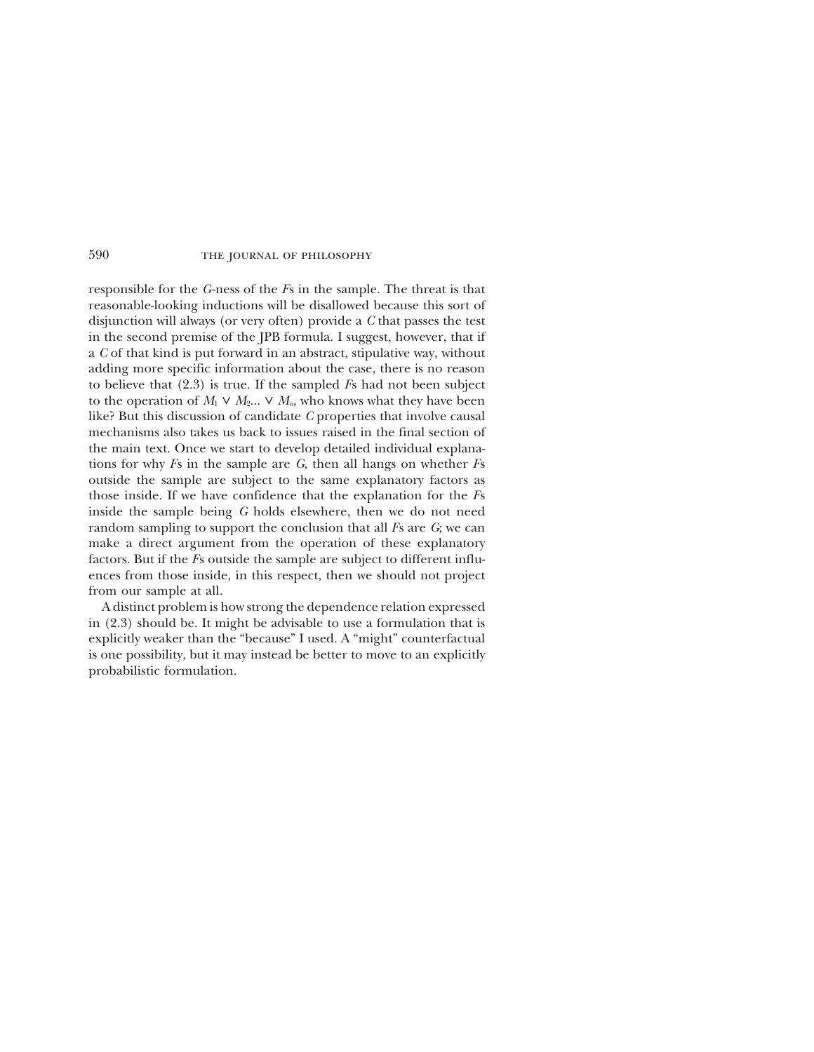responsible for the *G*-ness of the *F*s in the sample. The threat is that reasonable-looking inductions will be disallowed because this sort of disjunction will always (or very often) provide a *C* that passes the test in the second premise of the JPB formula. I suggest, however, that if a *C* of that kind is put forward in an abstract, stipulative way, without adding more specific information about the case, there is no reason to believe that (2.3) is true. If the sampled *F*s had not been subject to the operation of $M_1 \vee M_2 ... \vee M_n$, who knows what they have been like? But this discussion of candidate *C* properties that involve causal mechanisms also takes us back to issues raised in the final section of the main text. Once we start to develop detailed individual explanations for why *F*s in the sample are *G*, then all hangs on whether *F*s outside the sample are subject to the same explanatory factors as those inside. If we have confidence that the explanation for the *F*s inside the sample being *G* holds elsewhere, then we do not need random sampling to support the conclusion that all *F*s are *G*; we can make a direct argument from the operation of these explanatory factors. But if the *F*s outside the sample are subject to different influences from those inside, in this respect, then we should not project from our sample at all.

A distinct problem is how strong the dependence relation expressed in (2.3) should be. It might be advisable to use a formulation that is explicitly weaker than the "because" I used. A "might" counterfactual is one possibility, but it may instead be better to move to an explicitly probabilistic formulation.